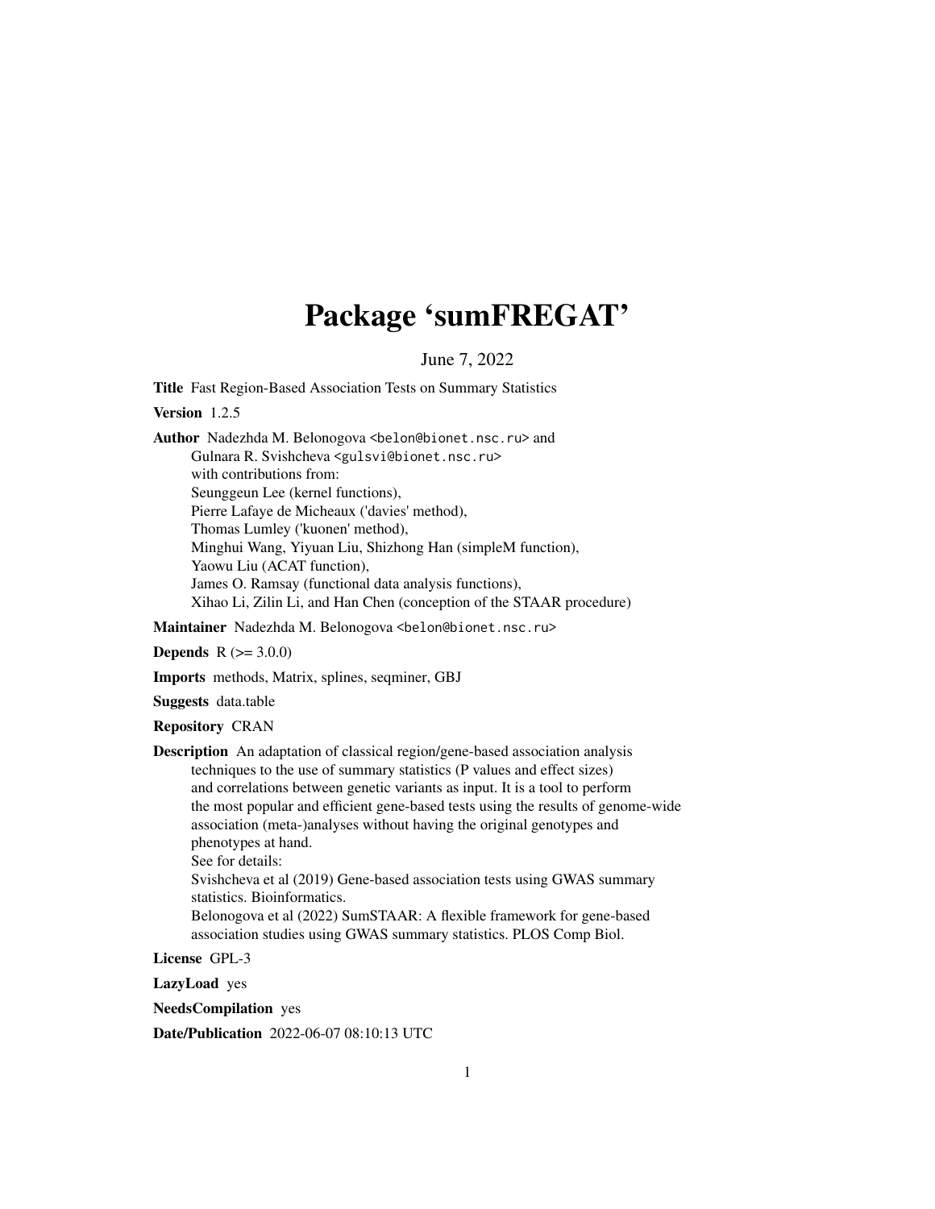# Package 'sumFREGAT'

June 7, 2022

**Title** Fast Region-Based Association Tests on Summary Statistics

**Version** 1.2.5

**Author** Nadezhda M. Belonogova <belon@bionet.nsc.ru> and
Gulnara R. Svishcheva <gulsvi@bionet.nsc.ru>
with contributions from:
Seunggeun Lee (kernel functions),
Pierre Lafaye de Micheaux ('davies' method),
Thomas Lumley ('kuonen' method),
Minghui Wang, Yiyuan Liu, Shizhong Han (simpleM function),
Yaowu Liu (ACAT function),
James O. Ramsay (functional data analysis functions),
Xihao Li, Zilin Li, and Han Chen (conception of the STAAR procedure)

**Maintainer** Nadezhda M. Belonogova <belon@bionet.nsc.ru>

**Depends** R (>= 3.0.0)

**Imports** methods, Matrix, splines, seqminer, GBJ

**Suggests** data.table

**Repository** CRAN

**Description** An adaptation of classical region/gene-based association analysis techniques to the use of summary statistics (P values and effect sizes) and correlations between genetic variants as input. It is a tool to perform the most popular and efficient gene-based tests using the results of genome-wide association (meta-)analyses without having the original genotypes and phenotypes at hand.
See for details:
Svishcheva et al (2019) Gene-based association tests using GWAS summary statistics. Bioinformatics.
Belonogova et al (2022) SumSTAAR: A flexible framework for gene-based association studies using GWAS summary statistics. PLOS Comp Biol.

**License** GPL-3

**LazyLoad** yes

**NeedsCompilation** yes

**Date/Publication** 2022-06-07 08:10:13 UTC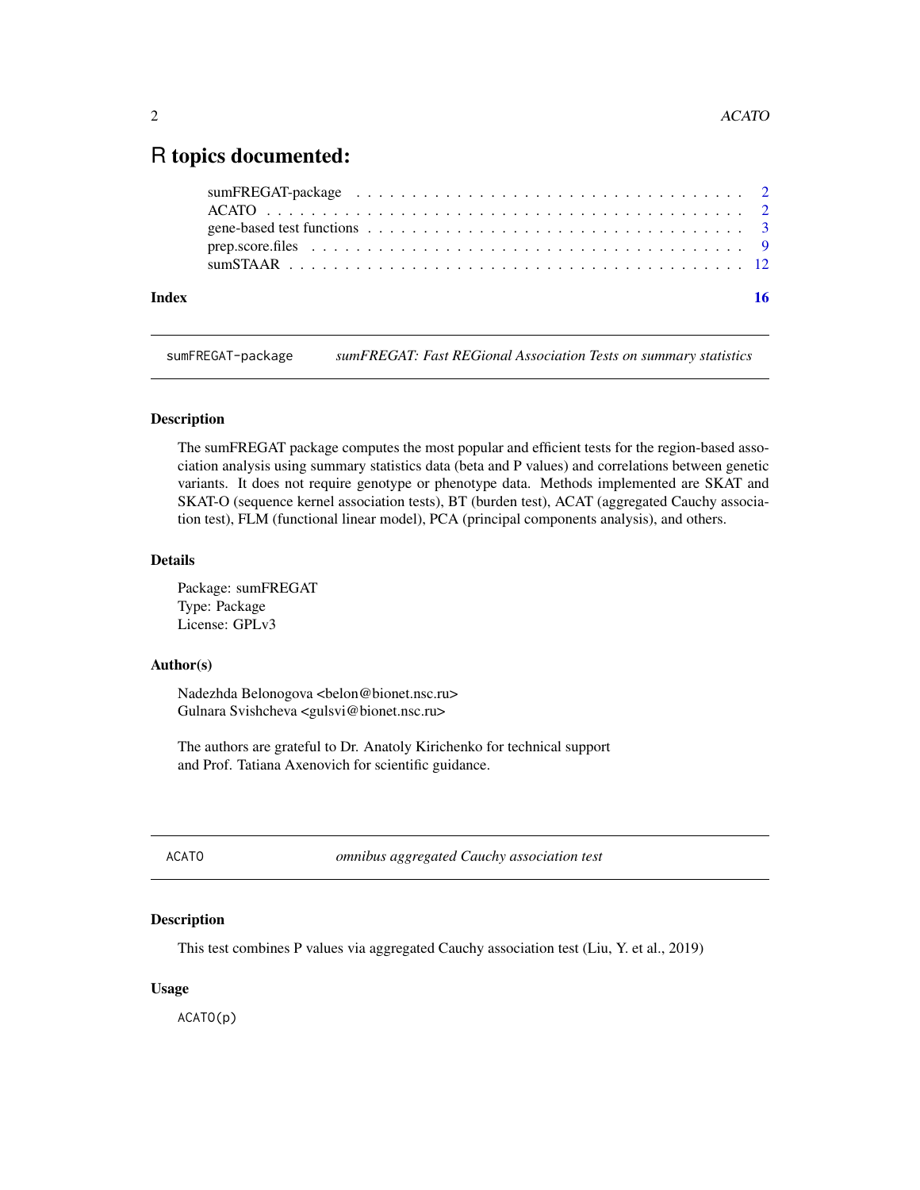# R topics documented:

| | |
|---|---|
| sumFREGAT-package | 2 |
| ACATO | 2 |
| gene-based test functions | 3 |
| prep.score.files | 9 |
| sumSTAAR | 12 |
| **Index** | **16** |

---

## sumFREGAT-package — *sumFREGAT: Fast REGional Association Tests on summary statistics*

### Description

The sumFREGAT package computes the most popular and efficient tests for the region-based association analysis using summary statistics data (beta and P values) and correlations between genetic variants. It does not require genotype or phenotype data. Methods implemented are SKAT and SKAT-O (sequence kernel association tests), BT (burden test), ACAT (aggregated Cauchy association test), FLM (functional linear model), PCA (principal components analysis), and others.

### Details

Package: sumFREGAT
Type: Package
License: GPLv3

### Author(s)

Nadezhda Belonogova <belon@bionet.nsc.ru>
Gulnara Svishcheva <gulsvi@bionet.nsc.ru>

The authors are grateful to Dr. Anatoly Kirichenko for technical support
and Prof. Tatiana Axenovich for scientific guidance.

---

## ACATO — *omnibus aggregated Cauchy association test*

### Description

This test combines P values via aggregated Cauchy association test (Liu, Y. et al., 2019)

### Usage

```
ACATO(p)
```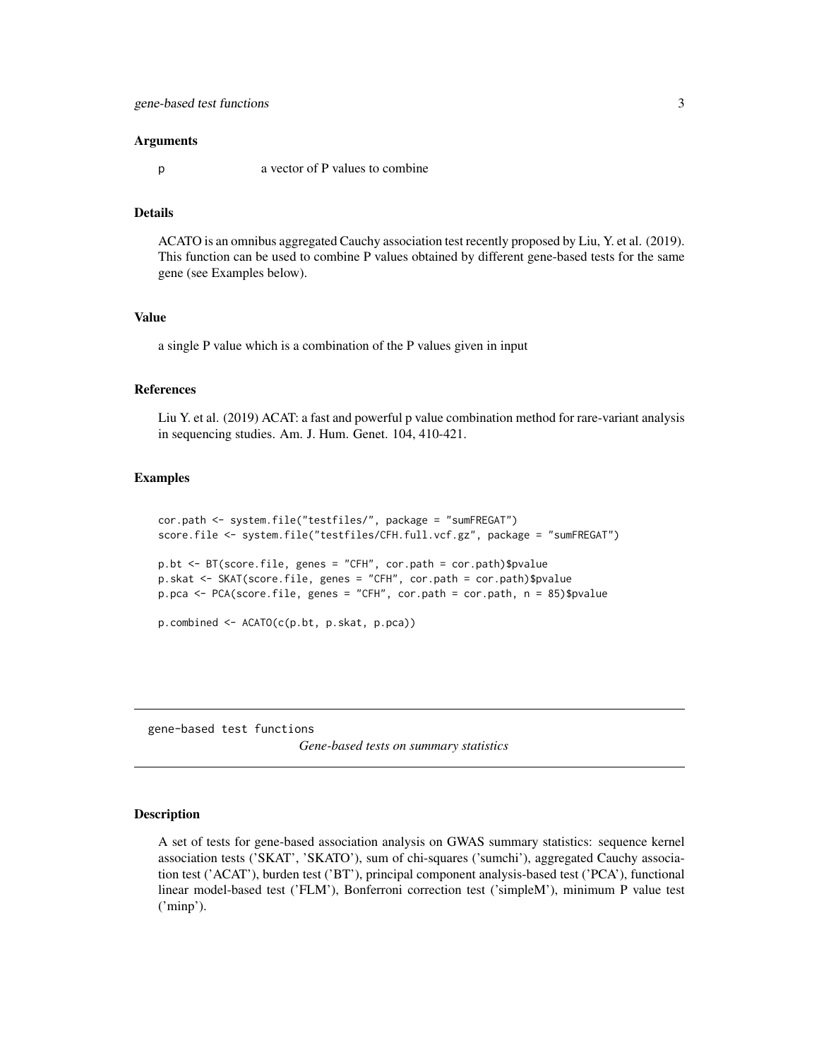### Arguments

p a vector of P values to combine

### Details

ACATO is an omnibus aggregated Cauchy association test recently proposed by Liu, Y. et al. (2019). This function can be used to combine P values obtained by different gene-based tests for the same gene (see Examples below).

### Value

a single P value which is a combination of the P values given in input

### References

Liu Y. et al. (2019) ACAT: a fast and powerful p value combination method for rare-variant analysis in sequencing studies. Am. J. Hum. Genet. 104, 410-421.

### Examples

```
cor.path <- system.file("testfiles/", package = "sumFREGAT")
score.file <- system.file("testfiles/CFH.full.vcf.gz", package = "sumFREGAT")

p.bt <- BT(score.file, genes = "CFH", cor.path = cor.path)$pvalue
p.skat <- SKAT(score.file, genes = "CFH", cor.path = cor.path)$pvalue
p.pca <- PCA(score.file, genes = "CFH", cor.path = cor.path, n = 85)$pvalue

p.combined <- ACATO(c(p.bt, p.skat, p.pca))
```

---

## gene-based test functions *Gene-based tests on summary statistics*

---

### Description

A set of tests for gene-based association analysis on GWAS summary statistics: sequence kernel association tests ('SKAT', 'SKATO'), sum of chi-squares ('sumchi'), aggregated Cauchy association test ('ACAT'), burden test ('BT'), principal component analysis-based test ('PCA'), functional linear model-based test ('FLM'), Bonferroni correction test ('simpleM'), minimum P value test ('minp').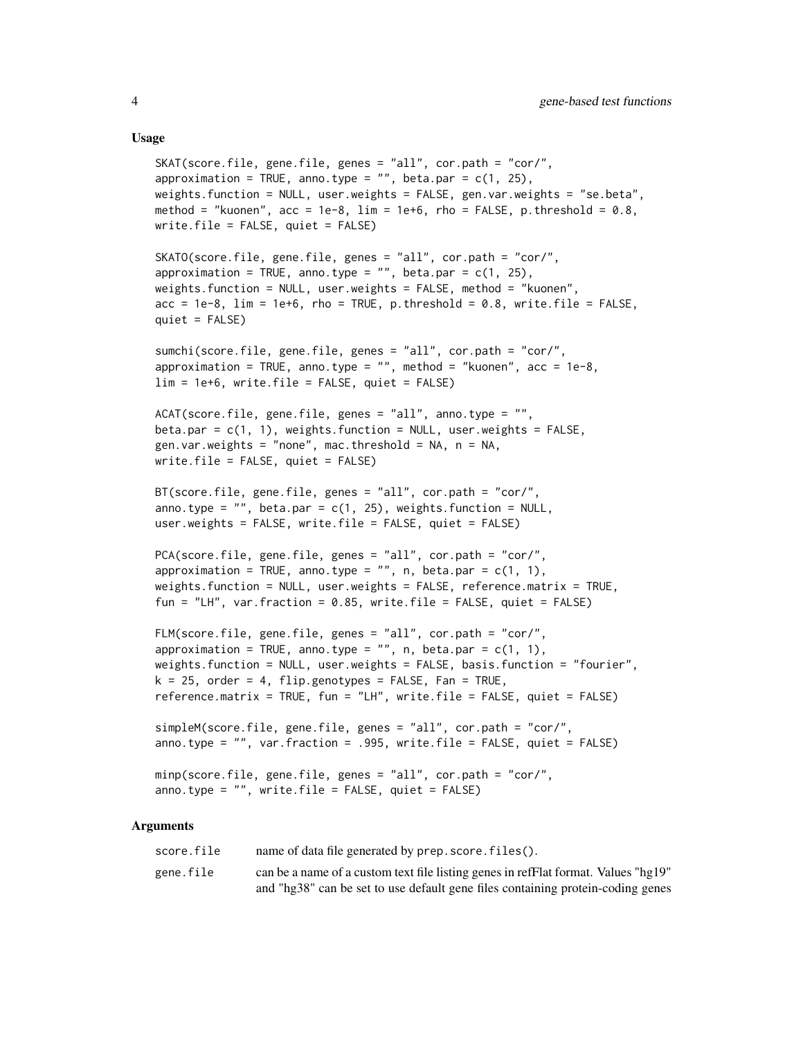### Usage

```
SKAT(score.file, gene.file, genes = "all", cor.path = "cor/",
approximation = TRUE, anno.type = "", beta.par = c(1, 25),
weights.function = NULL, user.weights = FALSE, gen.var.weights = "se.beta",
method = "kuonen", acc = 1e-8, lim = 1e+6, rho = FALSE, p.threshold = 0.8,
write.file = FALSE, quiet = FALSE)

SKATO(score.file, gene.file, genes = "all", cor.path = "cor/",
approximation = TRUE, anno.type = "", beta.par = c(1, 25),
weights.function = NULL, user.weights = FALSE, method = "kuonen",
acc = 1e-8, lim = 1e+6, rho = TRUE, p.threshold = 0.8, write.file = FALSE,
quiet = FALSE)

sumchi(score.file, gene.file, genes = "all", cor.path = "cor/",
approximation = TRUE, anno.type = "", method = "kuonen", acc = 1e-8,
lim = 1e+6, write.file = FALSE, quiet = FALSE)

ACAT(score.file, gene.file, genes = "all", anno.type = "",
beta.par = c(1, 1), weights.function = NULL, user.weights = FALSE,
gen.var.weights = "none", mac.threshold = NA, n = NA,
write.file = FALSE, quiet = FALSE)

BT(score.file, gene.file, genes = "all", cor.path = "cor/",
anno.type = "", beta.par = c(1, 25), weights.function = NULL,
user.weights = FALSE, write.file = FALSE, quiet = FALSE)

PCA(score.file, gene.file, genes = "all", cor.path = "cor/",
approximation = TRUE, anno.type = "", n, beta.par = c(1, 1),
weights.function = NULL, user.weights = FALSE, reference.matrix = TRUE,
fun = "LH", var.fraction = 0.85, write.file = FALSE, quiet = FALSE)

FLM(score.file, gene.file, genes = "all", cor.path = "cor/",
approximation = TRUE, anno.type = "", n, beta.par = c(1, 1),
weights.function = NULL, user.weights = FALSE, basis.function = "fourier",
k = 25, order = 4, flip.genotypes = FALSE, Fan = TRUE,
reference.matrix = TRUE, fun = "LH", write.file = FALSE, quiet = FALSE)

simpleM(score.file, gene.file, genes = "all", cor.path = "cor/",
anno.type = "", var.fraction = .995, write.file = FALSE, quiet = FALSE)

minp(score.file, gene.file, genes = "all", cor.path = "cor/",
anno.type = "", write.file = FALSE, quiet = FALSE)
```

### Arguments

| | |
|---|---|
| score.file | name of data file generated by prep.score.files(). |
| gene.file | can be a name of a custom text file listing genes in refFlat format. Values "hg19" and "hg38" can be set to use default gene files containing protein-coding genes |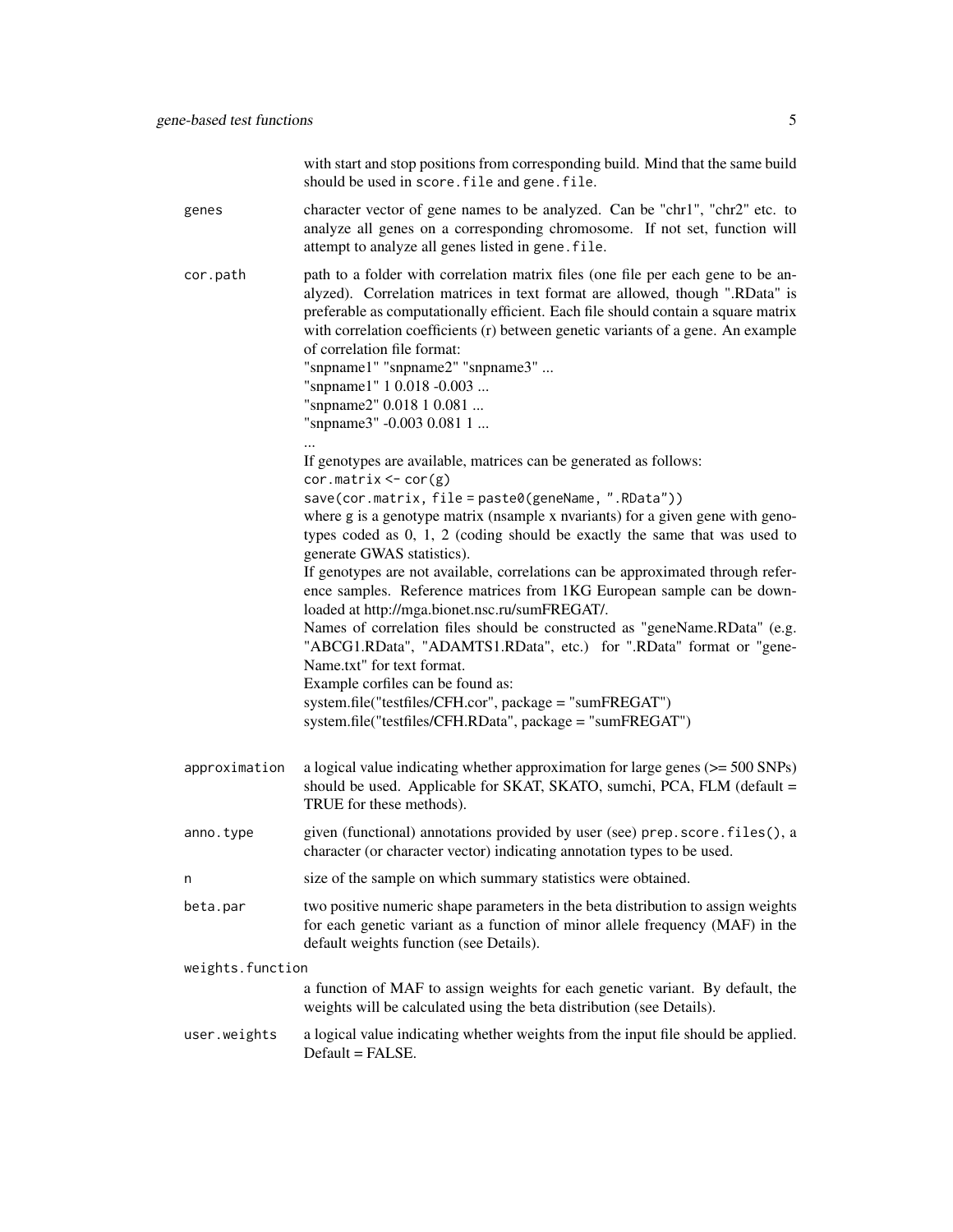with start and stop positions from corresponding build. Mind that the same build should be used in `score.file` and `gene.file`.

**genes**
: character vector of gene names to be analyzed. Can be "chr1", "chr2" etc. to analyze all genes on a corresponding chromosome. If not set, function will attempt to analyze all genes listed in `gene.file`.

**cor.path**
: path to a folder with correlation matrix files (one file per each gene to be analyzed). Correlation matrices in text format are allowed, though ".RData" is preferable as computationally efficient. Each file should contain a square matrix with correlation coefficients (r) between genetic variants of a gene. An example of correlation file format:

  "snpname1" "snpname2" "snpname3" ...
  "snpname1" 1 0.018 -0.003 ...
  "snpname2" 0.018 1 0.081 ...
  "snpname3" -0.003 0.081 1 ...
  ...

  If genotypes are available, matrices can be generated as follows:

  ```
  cor.matrix <- cor(g)
  save(cor.matrix, file = paste0(geneName, ".RData"))
  ```

  where g is a genotype matrix (nsample x nvariants) for a given gene with genotypes coded as 0, 1, 2 (coding should be exactly the same that was used to generate GWAS statistics).
  If genotypes are not available, correlations can be approximated through reference samples. Reference matrices from 1KG European sample can be downloaded at http://mga.bionet.nsc.ru/sumFREGAT/.
  Names of correlation files should be constructed as "geneName.RData" (e.g. "ABCG1.RData", "ADAMTS1.RData", etc.) for ".RData" format or "geneName.txt" for text format.
  Example corfiles can be found as:
  system.file("testfiles/CFH.cor", package = "sumFREGAT")
  system.file("testfiles/CFH.RData", package = "sumFREGAT")

**approximation**
: a logical value indicating whether approximation for large genes (>= 500 SNPs) should be used. Applicable for SKAT, SKATO, sumchi, PCA, FLM (default = TRUE for these methods).

**anno.type**
: given (functional) annotations provided by user (see `prep.score.files()`, a character (or character vector) indicating annotation types to be used.

**n**
: size of the sample on which summary statistics were obtained.

**beta.par**
: two positive numeric shape parameters in the beta distribution to assign weights for each genetic variant as a function of minor allele frequency (MAF) in the default weights function (see Details).

**weights.function**
: a function of MAF to assign weights for each genetic variant. By default, the weights will be calculated using the beta distribution (see Details).

**user.weights**
: a logical value indicating whether weights from the input file should be applied. Default = FALSE.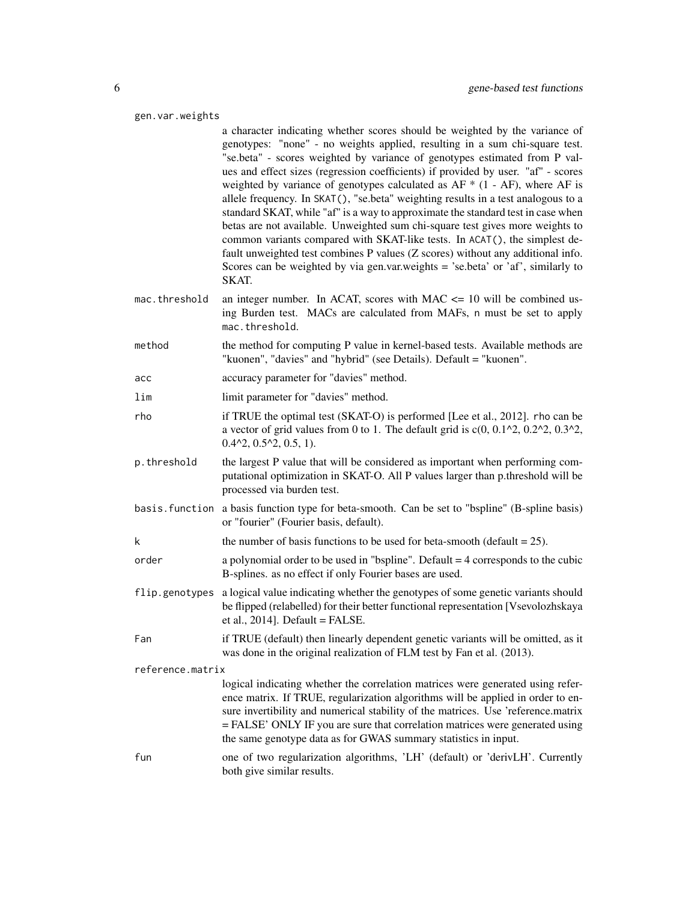gen.var.weights
: a character indicating whether scores should be weighted by the variance of genotypes: "none" - no weights applied, resulting in a sum chi-square test. "se.beta" - scores weighted by variance of genotypes estimated from P values and effect sizes (regression coefficients) if provided by user. "af" - scores weighted by variance of genotypes calculated as AF * (1 - AF), where AF is allele frequency. In `SKAT()`, "se.beta" weighting results in a test analogous to a standard SKAT, while "af" is a way to approximate the standard test in case when betas are not available. Unweighted sum chi-square test gives more weights to common variants compared with SKAT-like tests. In `ACAT()`, the simplest default unweighted test combines P values (Z scores) without any additional info. Scores can be weighted by via gen.var.weights = 'se.beta' or 'af', similarly to SKAT.

mac.threshold
: an integer number. In ACAT, scores with MAC <= 10 will be combined using Burden test. MACs are calculated from MAFs, n must be set to apply `mac.threshold`.

method
: the method for computing P value in kernel-based tests. Available methods are "kuonen", "davies" and "hybrid" (see Details). Default = "kuonen".

acc
: accuracy parameter for "davies" method.

lim
: limit parameter for "davies" method.

rho
: if TRUE the optimal test (SKAT-O) is performed [Lee et al., 2012]. `rho` can be a vector of grid values from 0 to 1. The default grid is c(0, 0.1^2, 0.2^2, 0.3^2, 0.4^2, 0.5^2, 0.5, 1).

p.threshold
: the largest P value that will be considered as important when performing computational optimization in SKAT-O. All P values larger than p.threshold will be processed via burden test.

basis.function
: a basis function type for beta-smooth. Can be set to "bspline" (B-spline basis) or "fourier" (Fourier basis, default).

k
: the number of basis functions to be used for beta-smooth (default = 25).

order
: a polynomial order to be used in "bspline". Default = 4 corresponds to the cubic B-splines. as no effect if only Fourier bases are used.

flip.genotypes
: a logical value indicating whether the genotypes of some genetic variants should be flipped (relabelled) for their better functional representation [Vsevolozhskaya et al., 2014]. Default = FALSE.

Fan
: if TRUE (default) then linearly dependent genetic variants will be omitted, as it was done in the original realization of FLM test by Fan et al. (2013).

reference.matrix
: logical indicating whether the correlation matrices were generated using reference matrix. If TRUE, regularization algorithms will be applied in order to ensure invertibility and numerical stability of the matrices. Use 'reference.matrix = FALSE' ONLY IF you are sure that correlation matrices were generated using the same genotype data as for GWAS summary statistics in input.

fun
: one of two regularization algorithms, 'LH' (default) or 'derivLH'. Currently both give similar results.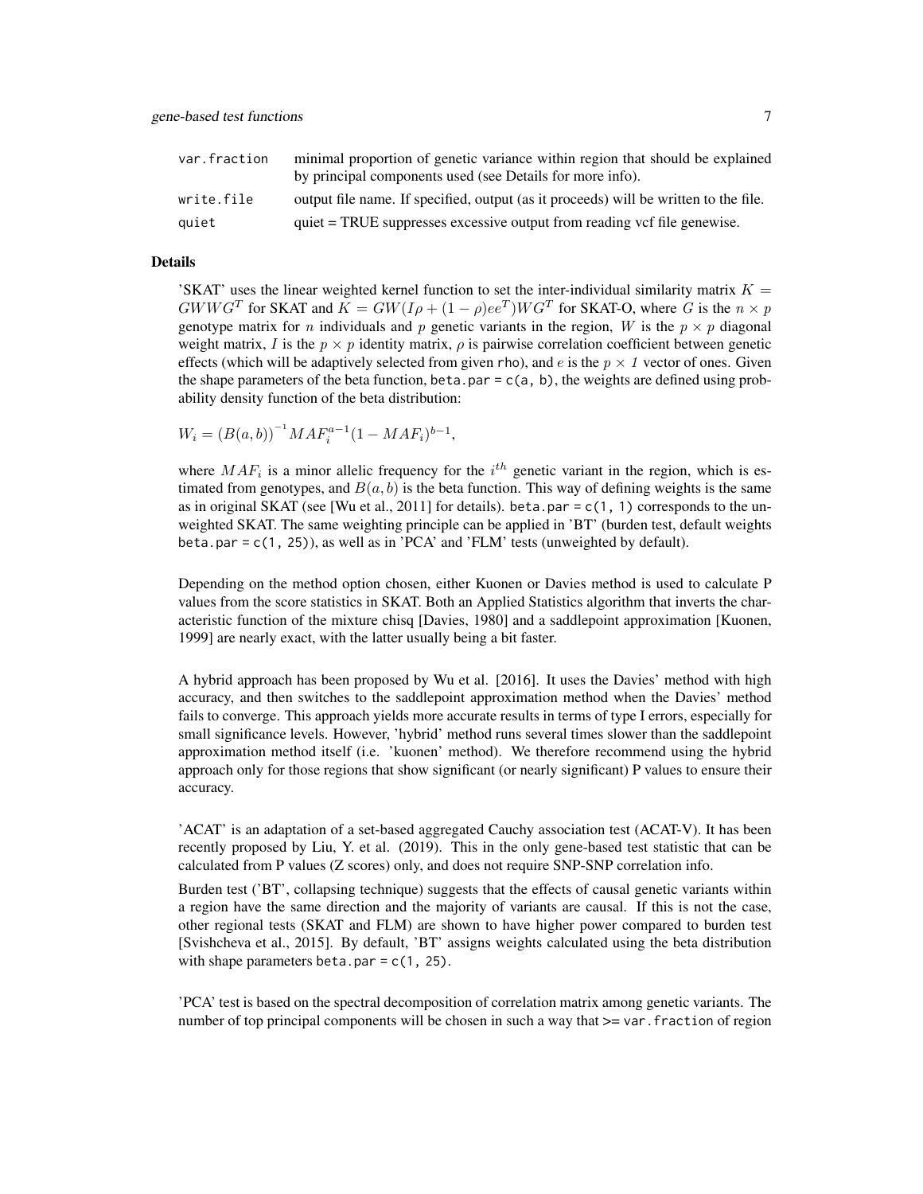| | |
|---|---|
| `var.fraction` | minimal proportion of genetic variance within region that should be explained by principal components used (see Details for more info). |
| `write.file` | output file name. If specified, output (as it proceeds) will be written to the file. |
| `quiet` | quiet = TRUE suppresses excessive output from reading vcf file genewise. |

### Details

'SKAT' uses the linear weighted kernel function to set the inter-individual similarity matrix $K = GWWG^T$ for SKAT and $K = GW(I\rho + (1-\rho)ee^T)WG^T$ for SKAT-O, where $G$ is the $n \times p$ genotype matrix for $n$ individuals and $p$ genetic variants in the region, $W$ is the $p \times p$ diagonal weight matrix, $I$ is the $p \times p$ identity matrix, $\rho$ is pairwise correlation coefficient between genetic effects (which will be adaptively selected from given `rho`), and $e$ is the $p \times 1$ vector of ones. Given the shape parameters of the beta function, `beta.par = c(a, b)`, the weights are defined using probability density function of the beta distribution:

$$W_i = (B(a,b))^{-1} MAF_i^{a-1}(1 - MAF_i)^{b-1},$$

where $MAF_i$ is a minor allelic frequency for the $i^{th}$ genetic variant in the region, which is estimated from genotypes, and $B(a,b)$ is the beta function. This way of defining weights is the same as in original SKAT (see [Wu et al., 2011] for details). `beta.par = c(1, 1)` corresponds to the unweighted SKAT. The same weighting principle can be applied in 'BT' (burden test, default weights `beta.par = c(1, 25)`), as well as in 'PCA' and 'FLM' tests (unweighted by default).

Depending on the method option chosen, either Kuonen or Davies method is used to calculate P values from the score statistics in SKAT. Both an Applied Statistics algorithm that inverts the characteristic function of the mixture chisq [Davies, 1980] and a saddlepoint approximation [Kuonen, 1999] are nearly exact, with the latter usually being a bit faster.

A hybrid approach has been proposed by Wu et al. [2016]. It uses the Davies' method with high accuracy, and then switches to the saddlepoint approximation method when the Davies' method fails to converge. This approach yields more accurate results in terms of type I errors, especially for small significance levels. However, 'hybrid' method runs several times slower than the saddlepoint approximation method itself (i.e. 'kuonen' method). We therefore recommend using the hybrid approach only for those regions that show significant (or nearly significant) P values to ensure their accuracy.

'ACAT' is an adaptation of a set-based aggregated Cauchy association test (ACAT-V). It has been recently proposed by Liu, Y. et al. (2019). This in the only gene-based test statistic that can be calculated from P values (Z scores) only, and does not require SNP-SNP correlation info.

Burden test ('BT', collapsing technique) suggests that the effects of causal genetic variants within a region have the same direction and the majority of variants are causal. If this is not the case, other regional tests (SKAT and FLM) are shown to have higher power compared to burden test [Svishcheva et al., 2015]. By default, 'BT' assigns weights calculated using the beta distribution with shape parameters `beta.par = c(1, 25)`.

'PCA' test is based on the spectral decomposition of correlation matrix among genetic variants. The number of top principal components will be chosen in such a way that >= `var.fraction` of region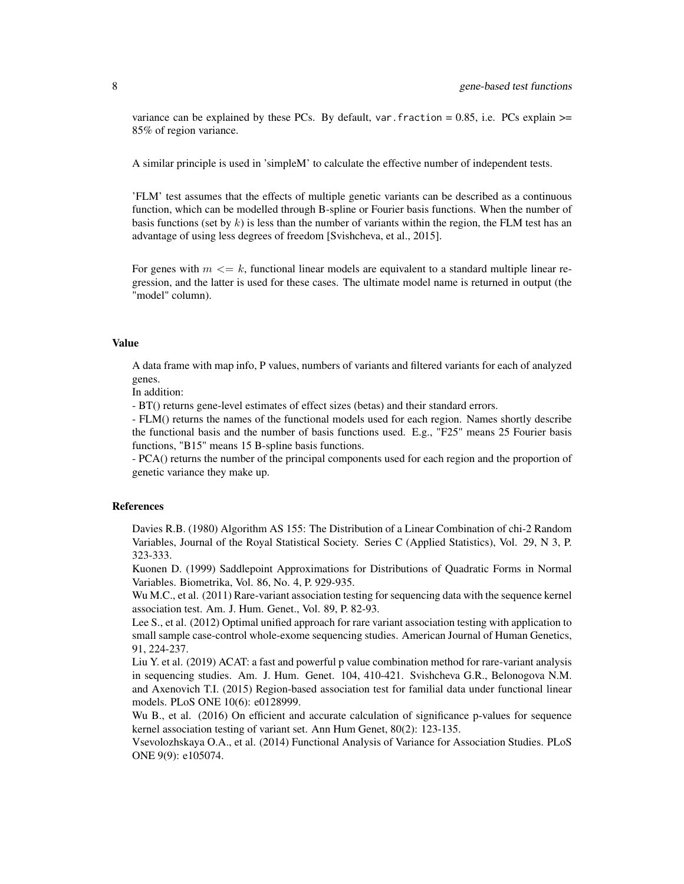variance can be explained by these PCs. By default, `var.fraction` = 0.85, i.e. PCs explain >= 85% of region variance.

A similar principle is used in 'simpleM' to calculate the effective number of independent tests.

'FLM' test assumes that the effects of multiple genetic variants can be described as a continuous function, which can be modelled through B-spline or Fourier basis functions. When the number of basis functions (set by $k$) is less than the number of variants within the region, the FLM test has an advantage of using less degrees of freedom [Svishcheva, et al., 2015].

For genes with $m <= k$, functional linear models are equivalent to a standard multiple linear regression, and the latter is used for these cases. The ultimate model name is returned in output (the "model" column).

## Value

A data frame with map info, P values, numbers of variants and filtered variants for each of analyzed genes.

In addition:

- BT() returns gene-level estimates of effect sizes (betas) and their standard errors.
- FLM() returns the names of the functional models used for each region. Names shortly describe the functional basis and the number of basis functions used. E.g., "F25" means 25 Fourier basis functions, "B15" means 15 B-spline basis functions.
- PCA() returns the number of the principal components used for each region and the proportion of genetic variance they make up.

## References

Davies R.B. (1980) Algorithm AS 155: The Distribution of a Linear Combination of chi-2 Random Variables, Journal of the Royal Statistical Society. Series C (Applied Statistics), Vol. 29, N 3, P. 323-333.

Kuonen D. (1999) Saddlepoint Approximations for Distributions of Quadratic Forms in Normal Variables. Biometrika, Vol. 86, No. 4, P. 929-935.

Wu M.C., et al. (2011) Rare-variant association testing for sequencing data with the sequence kernel association test. Am. J. Hum. Genet., Vol. 89, P. 82-93.

Lee S., et al. (2012) Optimal unified approach for rare variant association testing with application to small sample case-control whole-exome sequencing studies. American Journal of Human Genetics, 91, 224-237.

Liu Y. et al. (2019) ACAT: a fast and powerful p value combination method for rare-variant analysis in sequencing studies. Am. J. Hum. Genet. 104, 410-421. Svishcheva G.R., Belonogova N.M. and Axenovich T.I. (2015) Region-based association test for familial data under functional linear models. PLoS ONE 10(6): e0128999.

Wu B., et al. (2016) On efficient and accurate calculation of significance p-values for sequence kernel association testing of variant set. Ann Hum Genet, 80(2): 123-135.

Vsevolozhskaya O.A., et al. (2014) Functional Analysis of Variance for Association Studies. PLoS ONE 9(9): e105074.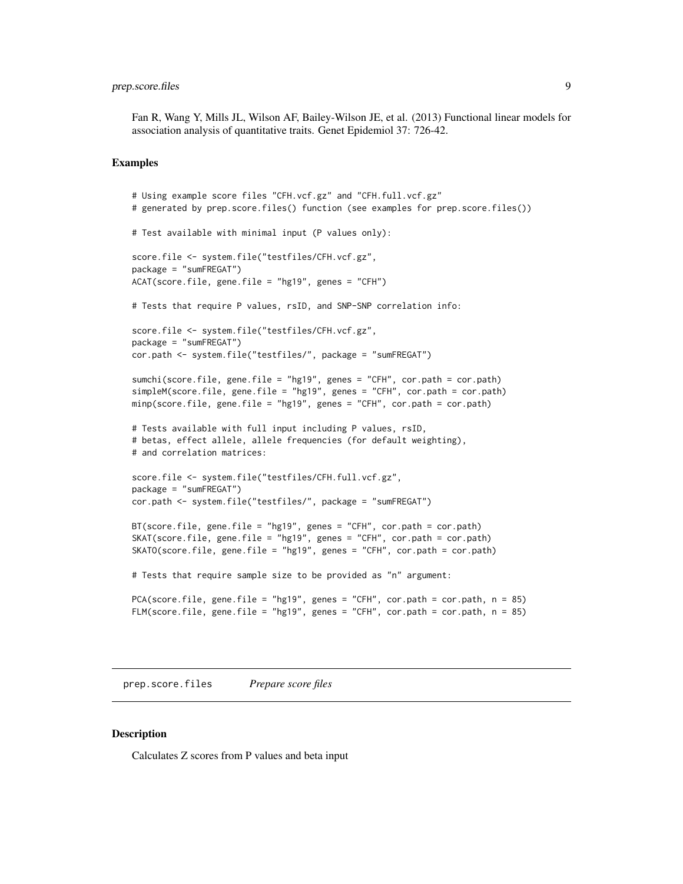Fan R, Wang Y, Mills JL, Wilson AF, Bailey-Wilson JE, et al. (2013) Functional linear models for association analysis of quantitative traits. Genet Epidemiol 37: 726-42.

### Examples

```
# Using example score files "CFH.vcf.gz" and "CFH.full.vcf.gz"
# generated by prep.score.files() function (see examples for prep.score.files())

# Test available with minimal input (P values only):

score.file <- system.file("testfiles/CFH.vcf.gz",
package = "sumFREGAT")
ACAT(score.file, gene.file = "hg19", genes = "CFH")

# Tests that require P values, rsID, and SNP-SNP correlation info:

score.file <- system.file("testfiles/CFH.vcf.gz",
package = "sumFREGAT")
cor.path <- system.file("testfiles/", package = "sumFREGAT")

sumchi(score.file, gene.file = "hg19", genes = "CFH", cor.path = cor.path)
simpleM(score.file, gene.file = "hg19", genes = "CFH", cor.path = cor.path)
minp(score.file, gene.file = "hg19", genes = "CFH", cor.path = cor.path)

# Tests available with full input including P values, rsID,
# betas, effect allele, allele frequencies (for default weighting),
# and correlation matrices:

score.file <- system.file("testfiles/CFH.full.vcf.gz",
package = "sumFREGAT")
cor.path <- system.file("testfiles/", package = "sumFREGAT")

BT(score.file, gene.file = "hg19", genes = "CFH", cor.path = cor.path)
SKAT(score.file, gene.file = "hg19", genes = "CFH", cor.path = cor.path)
SKATO(score.file, gene.file = "hg19", genes = "CFH", cor.path = cor.path)

# Tests that require sample size to be provided as "n" argument:

PCA(score.file, gene.file = "hg19", genes = "CFH", cor.path = cor.path, n = 85)
FLM(score.file, gene.file = "hg19", genes = "CFH", cor.path = cor.path, n = 85)
```

---

## prep.score.files    *Prepare score files*

---

### Description

Calculates Z scores from P values and beta input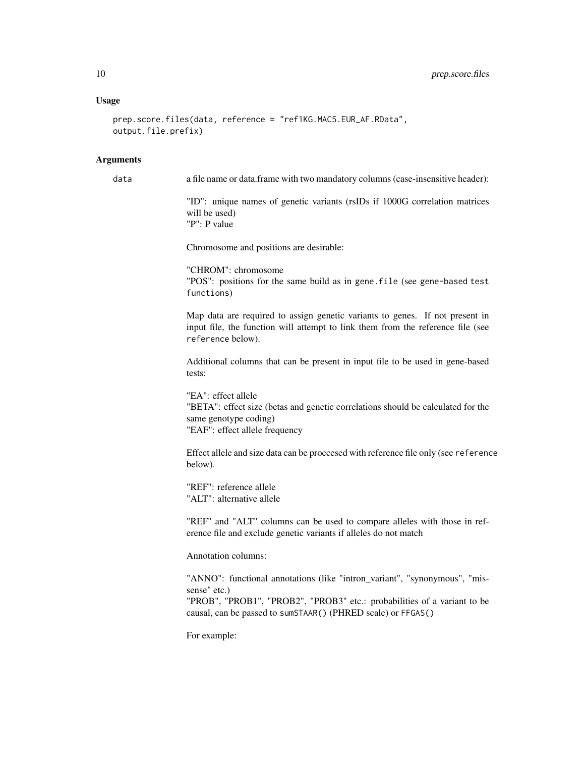## Usage

```
prep.score.files(data, reference = "ref1KG.MAC5.EUR_AF.RData",
output.file.prefix)
```

## Arguments

**data** a file name or data.frame with two mandatory columns (case-insensitive header):

"ID": unique names of genetic variants (rsIDs if 1000G correlation matrices will be used)
"P": P value

Chromosome and positions are desirable:

"CHROM": chromosome
"POS": positions for the same build as in `gene.file` (see `gene-based test functions`)

Map data are required to assign genetic variants to genes. If not present in input file, the function will attempt to link them from the reference file (see `reference` below).

Additional columns that can be present in input file to be used in gene-based tests:

"EA": effect allele
"BETA": effect size (betas and genetic correlations should be calculated for the same genotype coding)
"EAF": effect allele frequency

Effect allele and size data can be proccesed with reference file only (see `reference` below).

"REF": reference allele
"ALT": alternative allele

"REF" and "ALT" columns can be used to compare alleles with those in reference file and exclude genetic variants if alleles do not match

Annotation columns:

"ANNO": functional annotations (like "intron_variant", "synonymous", "missense" etc.)
"PROB", "PROB1", "PROB2", "PROB3" etc.: probabilities of a variant to be causal, can be passed to `sumSTAAR()` (PHRED scale) or `FFGAS()`

For example: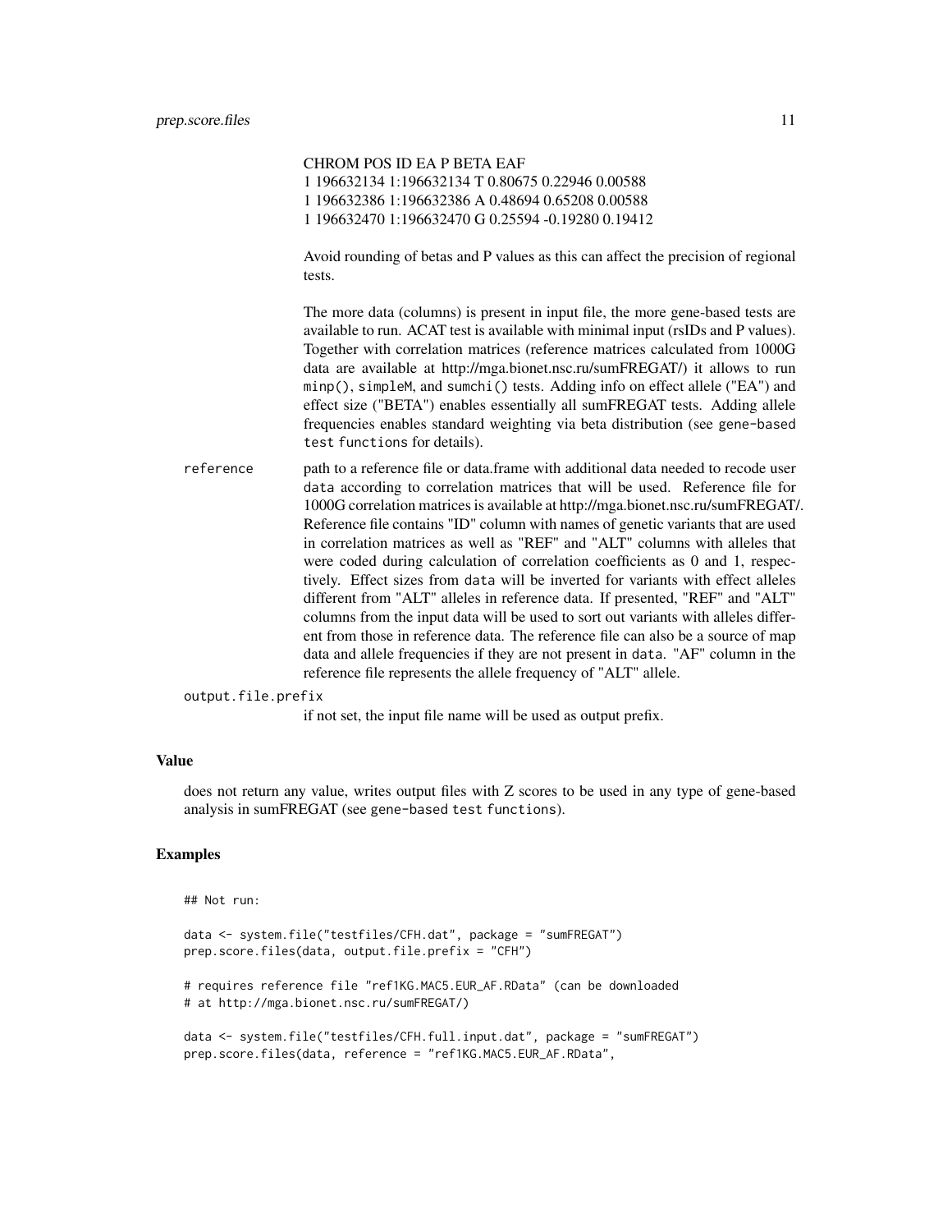CHROM POS ID EA P BETA EAF
1 196632134 1:196632134 T 0.80675 0.22946 0.00588
1 196632386 1:196632386 A 0.48694 0.65208 0.00588
1 196632470 1:196632470 G 0.25594 -0.19280 0.19412

Avoid rounding of betas and P values as this can affect the precision of regional tests.

The more data (columns) is present in input file, the more gene-based tests are available to run. ACAT test is available with minimal input (rsIDs and P values). Together with correlation matrices (reference matrices calculated from 1000G data are available at http://mga.bionet.nsc.ru/sumFREGAT/) it allows to run `minp()`, `simpleM`, and `sumchi()` tests. Adding info on effect allele ("EA") and effect size ("BETA") enables essentially all sumFREGAT tests. Adding allele frequencies enables standard weighting via beta distribution (see `gene-based test functions` for details).

`reference` path to a reference file or data.frame with additional data needed to recode user `data` according to correlation matrices that will be used. Reference file for 1000G correlation matrices is available at http://mga.bionet.nsc.ru/sumFREGAT/. Reference file contains "ID" column with names of genetic variants that are used in correlation matrices as well as "REF" and "ALT" columns with alleles that were coded during calculation of correlation coefficients as 0 and 1, respectively. Effect sizes from `data` will be inverted for variants with effect alleles different from "ALT" alleles in reference data. If presented, "REF" and "ALT" columns from the input data will be used to sort out variants with alleles different from those in reference data. The reference file can also be a source of map data and allele frequencies if they are not present in `data`. "AF" column in the reference file represents the allele frequency of "ALT" allele.

`output.file.prefix`
if not set, the input file name will be used as output prefix.

### Value

does not return any value, writes output files with Z scores to be used in any type of gene-based analysis in sumFREGAT (see `gene-based test functions`).

### Examples

```
## Not run:

data <- system.file("testfiles/CFH.dat", package = "sumFREGAT")
prep.score.files(data, output.file.prefix = "CFH")

# requires reference file "ref1KG.MAC5.EUR_AF.RData" (can be downloaded
# at http://mga.bionet.nsc.ru/sumFREGAT/)

data <- system.file("testfiles/CFH.full.input.dat", package = "sumFREGAT")
prep.score.files(data, reference = "ref1KG.MAC5.EUR_AF.RData",
```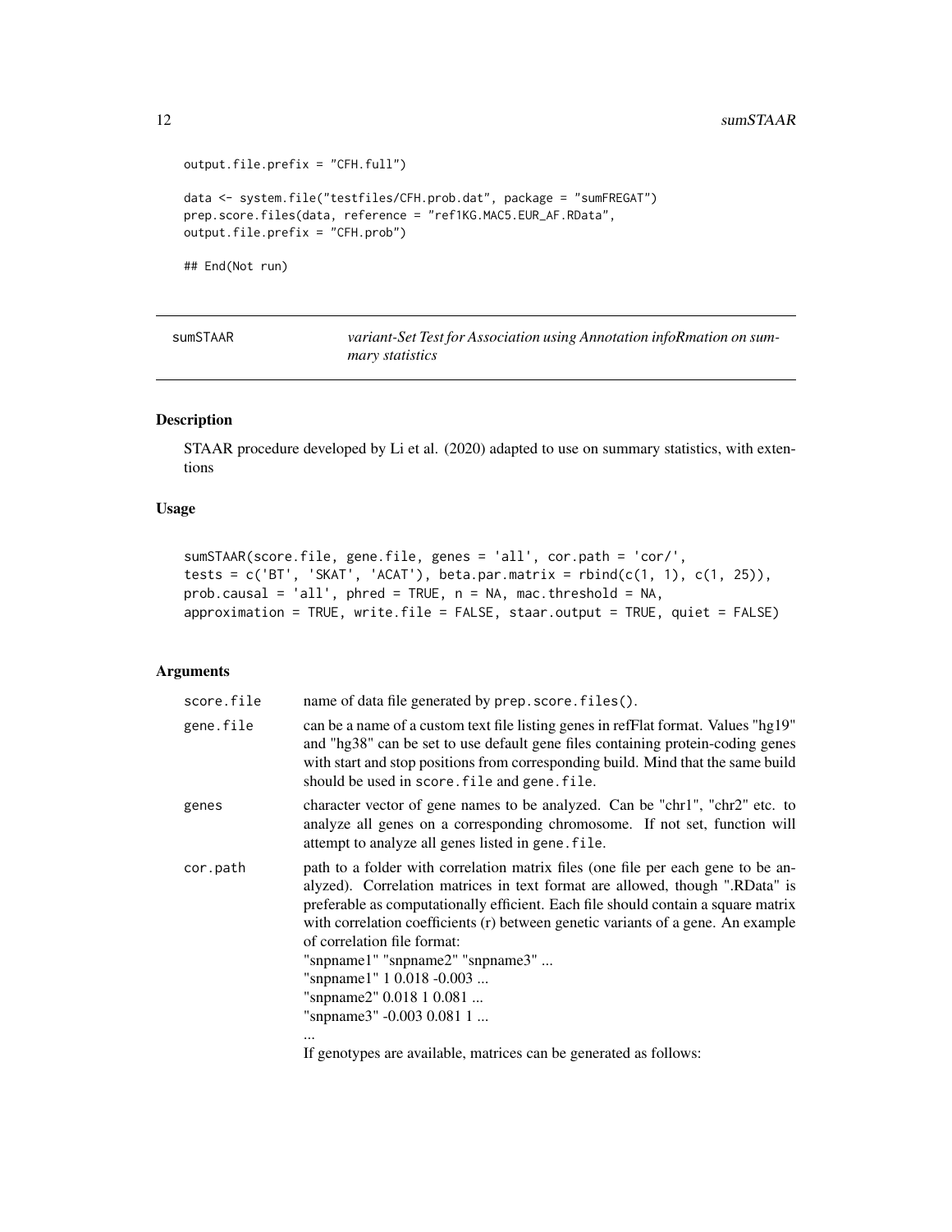```
output.file.prefix = "CFH.full")

data <- system.file("testfiles/CFH.prob.dat", package = "sumFREGAT")
prep.score.files(data, reference = "ref1KG.MAC5.EUR_AF.RData",
output.file.prefix = "CFH.prob")

## End(Not run)
```

## sumSTAAR

*variant-Set Test for Association using Annotation infoRmation on summary statistics*

### Description

STAAR procedure developed by Li et al. (2020) adapted to use on summary statistics, with extentions

### Usage

```
sumSTAAR(score.file, gene.file, genes = 'all', cor.path = 'cor/',
tests = c('BT', 'SKAT', 'ACAT'), beta.par.matrix = rbind(c(1, 1), c(1, 25)),
prob.causal = 'all', phred = TRUE, n = NA, mac.threshold = NA,
approximation = TRUE, write.file = FALSE, staar.output = TRUE, quiet = FALSE)
```

### Arguments

| | |
|---|---|
| `score.file` | name of data file generated by `prep.score.files()`. |
| `gene.file` | can be a name of a custom text file listing genes in refFlat format. Values "hg19" and "hg38" can be set to use default gene files containing protein-coding genes with start and stop positions from corresponding build. Mind that the same build should be used in `score.file` and `gene.file`. |
| `genes` | character vector of gene names to be analyzed. Can be "chr1", "chr2" etc. to analyze all genes on a corresponding chromosome. If not set, function will attempt to analyze all genes listed in `gene.file`. |
| `cor.path` | path to a folder with correlation matrix files (one file per each gene to be analyzed). Correlation matrices in text format are allowed, though ".RData" is preferable as computationally efficient. Each file should contain a square matrix with correlation coefficients (r) between genetic variants of a gene. An example of correlation file format:<br>"snpname1" "snpname2" "snpname3" ...<br>"snpname1" 1 0.018 -0.003 ...<br>"snpname2" 0.018 1 0.081 ...<br>"snpname3" -0.003 0.081 1 ...<br>...<br>If genotypes are available, matrices can be generated as follows: |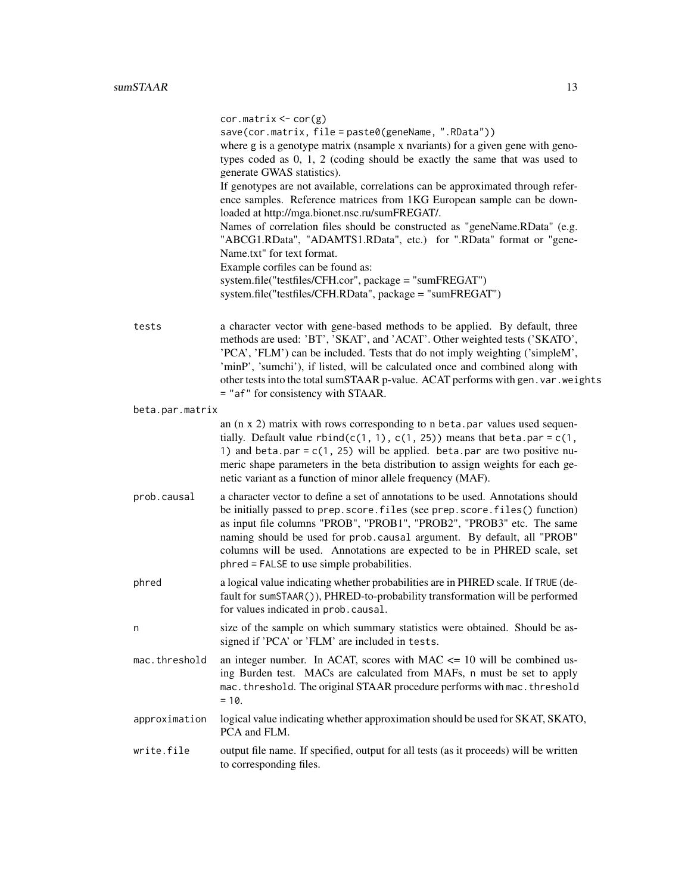```
cor.matrix <- cor(g)
save(cor.matrix, file = paste0(geneName, ".RData"))
```

where g is a genotype matrix (nsample x nvariants) for a given gene with genotypes coded as 0, 1, 2 (coding should be exactly the same that was used to generate GWAS statistics).
If genotypes are not available, correlations can be approximated through reference samples. Reference matrices from 1KG European sample can be downloaded at http://mga.bionet.nsc.ru/sumFREGAT/.
Names of correlation files should be constructed as "geneName.RData" (e.g. "ABCG1.RData", "ADAMTS1.RData", etc.) for ".RData" format or "geneName.txt" for text format.
Example corfiles can be found as:
system.file("testfiles/CFH.cor", package = "sumFREGAT")
system.file("testfiles/CFH.RData", package = "sumFREGAT")

`tests`
: a character vector with gene-based methods to be applied. By default, three methods are used: 'BT', 'SKAT', and 'ACAT'. Other weighted tests ('SKATO', 'PCA', 'FLM') can be included. Tests that do not imply weighting ('simpleM', 'minP', 'sumchi'), if listed, will be calculated once and combined along with other tests into the total sumSTAAR p-value. ACAT performs with `gen.var.weights = "af"` for consistency with STAAR.

`beta.par.matrix`
: an (n x 2) matrix with rows corresponding to n `beta.par` values used sequentially. Default value `rbind(c(1, 1), c(1, 25))` means that `beta.par = c(1, 1)` and `beta.par = c(1, 25)` will be applied. `beta.par` are two positive numeric shape parameters in the beta distribution to assign weights for each genetic variant as a function of minor allele frequency (MAF).

`prob.causal`
: a character vector to define a set of annotations to be used. Annotations should be initially passed to `prep.score.files` (see `prep.score.files()` function) as input file columns "PROB", "PROB1", "PROB2", "PROB3" etc. The same naming should be used for `prob.causal` argument. By default, all "PROB" columns will be used. Annotations are expected to be in PHRED scale, set `phred = FALSE` to use simple probabilities.

`phred`
: a logical value indicating whether probabilities are in PHRED scale. If `TRUE` (default for `sumSTAAR()`), PHRED-to-probability transformation will be performed for values indicated in `prob.causal`.

`n`
: size of the sample on which summary statistics were obtained. Should be assigned if 'PCA' or 'FLM' are included in `tests`.

`mac.threshold`
: an integer number. In ACAT, scores with MAC <= 10 will be combined using Burden test. MACs are calculated from MAFs, n must be set to apply `mac.threshold`. The original STAAR procedure performs with `mac.threshold = 10`.

`approximation`
: logical value indicating whether approximation should be used for SKAT, SKATO, PCA and FLM.

`write.file`
: output file name. If specified, output for all tests (as it proceeds) will be written to corresponding files.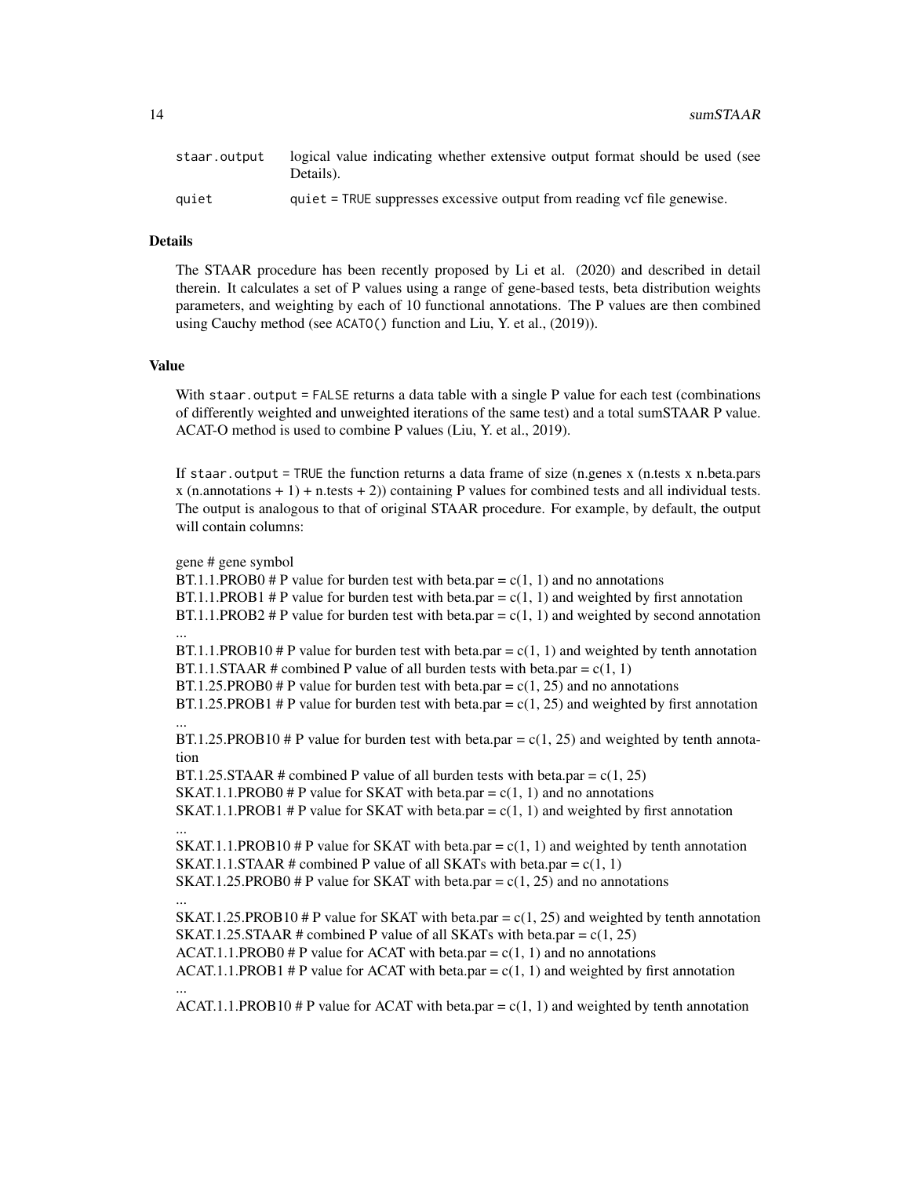| | |
|---|---|
| `staar.output` | logical value indicating whether extensive output format should be used (see Details). |
| `quiet` | `quiet = TRUE` suppresses excessive output from reading vcf file genewise. |

### Details

The STAAR procedure has been recently proposed by Li et al. (2020) and described in detail therein. It calculates a set of P values using a range of gene-based tests, beta distribution weights parameters, and weighting by each of 10 functional annotations. The P values are then combined using Cauchy method (see `ACATO()` function and Liu, Y. et al., (2019)).

### Value

With `staar.output = FALSE` returns a data table with a single P value for each test (combinations of differently weighted and unweighted iterations of the same test) and a total sumSTAAR P value. ACAT-O method is used to combine P values (Liu, Y. et al., 2019).

If `staar.output = TRUE` the function returns a data frame of size (n.genes x (n.tests x n.beta.pars x (n.annotations + 1) + n.tests + 2)) containing P values for combined tests and all individual tests. The output is analogous to that of original STAAR procedure. For example, by default, the output will contain columns:

gene # gene symbol
BT.1.1.PROB0 # P value for burden test with beta.par = c(1, 1) and no annotations
BT.1.1.PROB1 # P value for burden test with beta.par = c(1, 1) and weighted by first annotation
BT.1.1.PROB2 # P value for burden test with beta.par = c(1, 1) and weighted by second annotation
...
BT.1.1.PROB10 # P value for burden test with beta.par = c(1, 1) and weighted by tenth annotation
BT.1.1.STAAR # combined P value of all burden tests with beta.par = c(1, 1)
BT.1.25.PROB0 # P value for burden test with beta.par = c(1, 25) and no annotations
BT.1.25.PROB1 # P value for burden test with beta.par = c(1, 25) and weighted by first annotation
...
BT.1.25.PROB10 # P value for burden test with beta.par = c(1, 25) and weighted by tenth annotation
BT.1.25.STAAR # combined P value of all burden tests with beta.par = c(1, 25)
SKAT.1.1.PROB0 # P value for SKAT with beta.par = c(1, 1) and no annotations
SKAT.1.1.PROB1 # P value for SKAT with beta.par = c(1, 1) and weighted by first annotation
...
SKAT.1.1.PROB10 # P value for SKAT with beta.par = c(1, 1) and weighted by tenth annotation
SKAT.1.1.STAAR # combined P value of all SKATs with beta.par = c(1, 1)
SKAT.1.25.PROB0 # P value for SKAT with beta.par = c(1, 25) and no annotations
...
SKAT.1.25.PROB10 # P value for SKAT with beta.par = c(1, 25) and weighted by tenth annotation
SKAT.1.25.STAAR # combined P value of all SKATs with beta.par = c(1, 25)
ACAT.1.1.PROB0 # P value for ACAT with beta.par = c(1, 1) and no annotations
ACAT.1.1.PROB1 # P value for ACAT with beta.par = c(1, 1) and weighted by first annotation
...
ACAT.1.1.PROB10 # P value for ACAT with beta.par = c(1, 1) and weighted by tenth annotation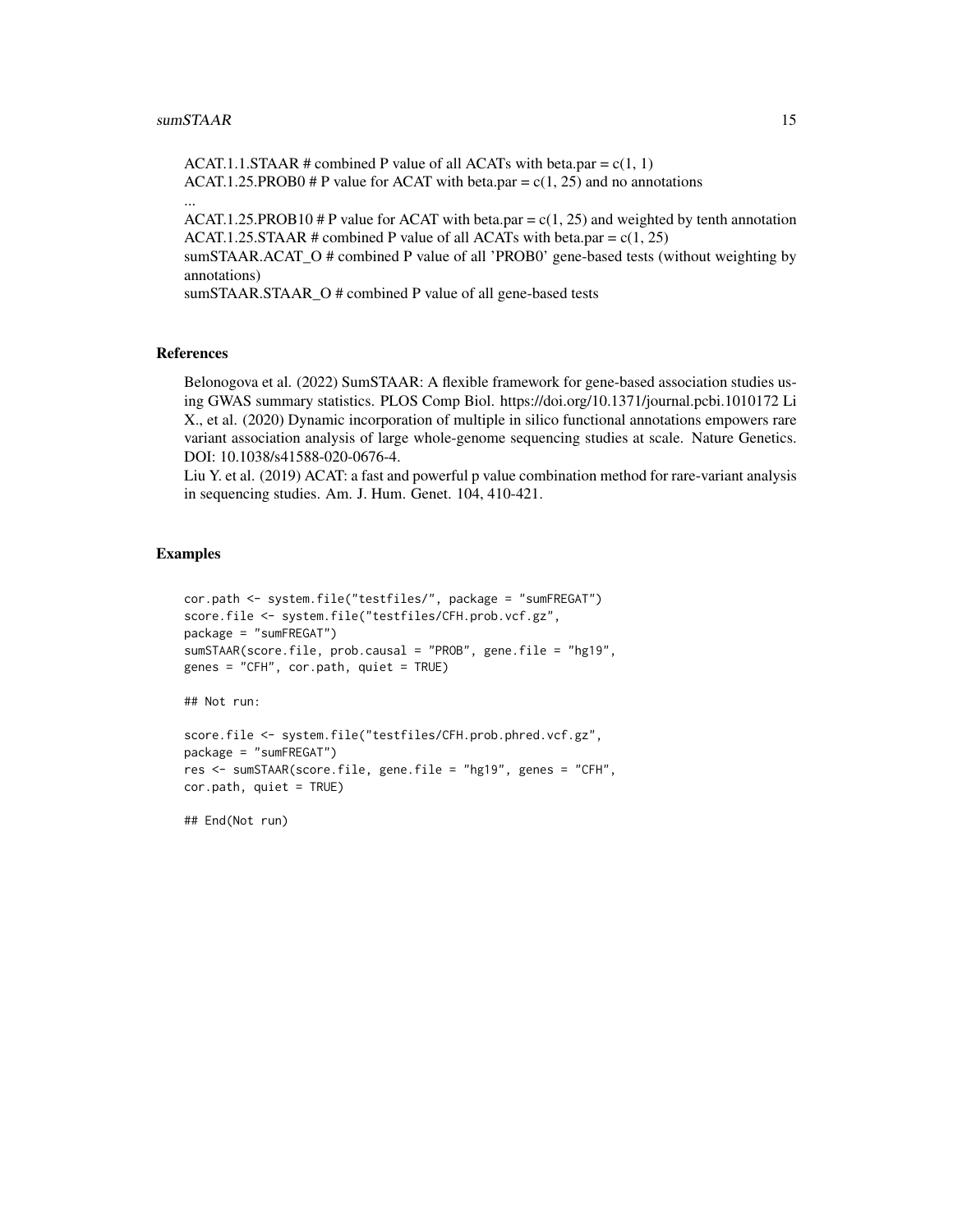ACAT.1.1.STAAR # combined P value of all ACATs with beta.par = c(1, 1)  
ACAT.1.25.PROB0 # P value for ACAT with beta.par = c(1, 25) and no annotations  
...  
ACAT.1.25.PROB10 # P value for ACAT with beta.par = c(1, 25) and weighted by tenth annotation  
ACAT.1.25.STAAR # combined P value of all ACATs with beta.par = c(1, 25)  
sumSTAAR.ACAT_O # combined P value of all 'PROB0' gene-based tests (without weighting by annotations)  
sumSTAAR.STAAR_O # combined P value of all gene-based tests

## References

Belonogova et al. (2022) SumSTAAR: A flexible framework for gene-based association studies using GWAS summary statistics. PLOS Comp Biol. https://doi.org/10.1371/journal.pcbi.1010172 Li X., et al. (2020) Dynamic incorporation of multiple in silico functional annotations empowers rare variant association analysis of large whole-genome sequencing studies at scale. Nature Genetics. DOI: 10.1038/s41588-020-0676-4.

Liu Y. et al. (2019) ACAT: a fast and powerful p value combination method for rare-variant analysis in sequencing studies. Am. J. Hum. Genet. 104, 410-421.

## Examples

```
cor.path <- system.file("testfiles/", package = "sumFREGAT")
score.file <- system.file("testfiles/CFH.prob.vcf.gz",
package = "sumFREGAT")
sumSTAAR(score.file, prob.causal = "PROB", gene.file = "hg19",
genes = "CFH", cor.path, quiet = TRUE)

## Not run:

score.file <- system.file("testfiles/CFH.prob.phred.vcf.gz",
package = "sumFREGAT")
res <- sumSTAAR(score.file, gene.file = "hg19", genes = "CFH",
cor.path, quiet = TRUE)

## End(Not run)
```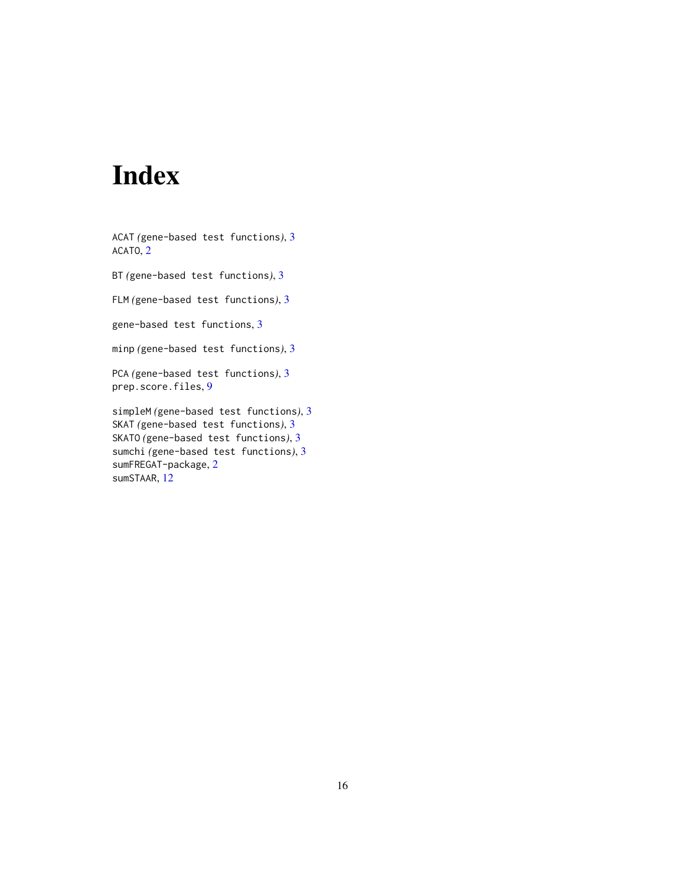# Index

ACAT *(gene-based test functions)*, 3
ACATO, 2

BT *(gene-based test functions)*, 3

FLM *(gene-based test functions)*, 3

gene-based test functions, 3

minp *(gene-based test functions)*, 3

PCA *(gene-based test functions)*, 3
prep.score.files, 9

simpleM *(gene-based test functions)*, 3
SKAT *(gene-based test functions)*, 3
SKATO *(gene-based test functions)*, 3
sumchi *(gene-based test functions)*, 3
sumFREGAT-package, 2
sumSTAAR, 12